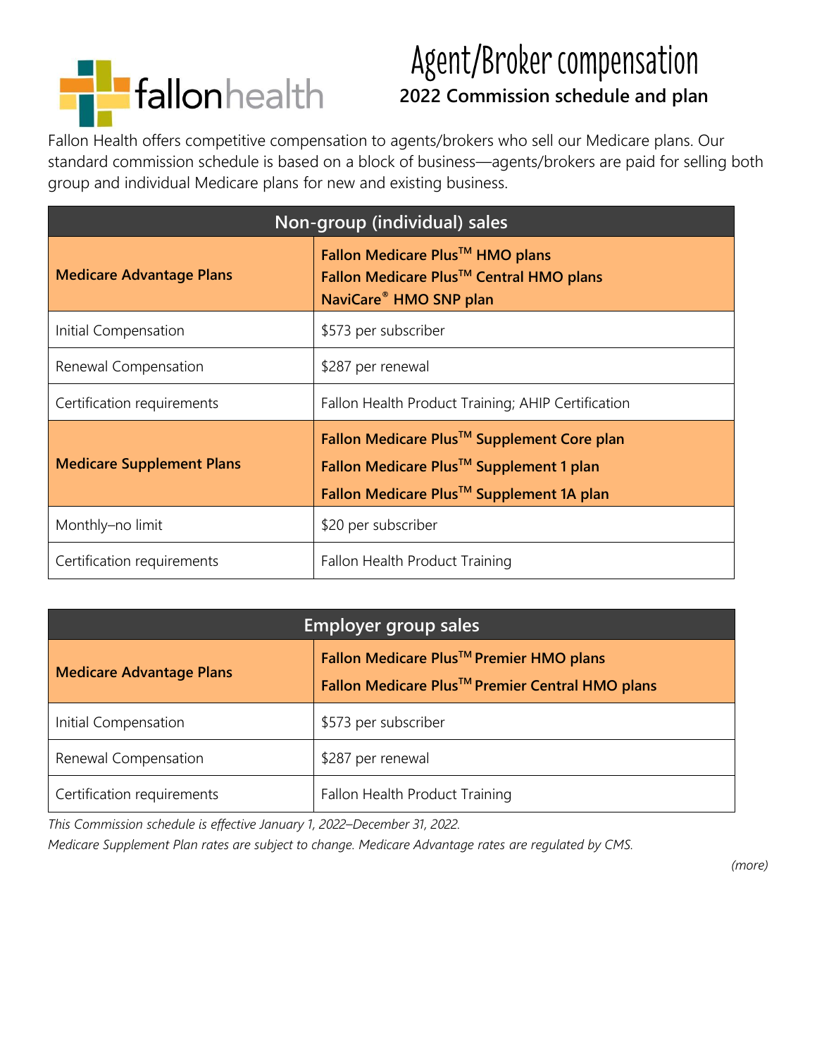fallonhealth

# Agent/Broker compensation

## 2022 Commission schedule and plan

Fallon Health offers competitive compensation to agents/brokers who sell our Medicare plans. Our standard commission schedule is based on a block of business—agents/brokers are paid for selling both group and individual Medicare plans for new and existing business.

| Non-group (individual) sales | |
|---|---|
| **Medicare Advantage Plans** | **Fallon Medicare Plus™ HMO plans**<br>**Fallon Medicare Plus™ Central HMO plans**<br>**NaviCare® HMO SNP plan** |
| Initial Compensation | $573 per subscriber |
| Renewal Compensation | $287 per renewal |
| Certification requirements | Fallon Health Product Training; AHIP Certification |
| **Medicare Supplement Plans** | **Fallon Medicare Plus™ Supplement Core plan**<br>**Fallon Medicare Plus™ Supplement 1 plan**<br>**Fallon Medicare Plus™ Supplement 1A plan** |
| Monthly–no limit | $20 per subscriber |
| Certification requirements | Fallon Health Product Training |

| Employer group sales | |
|---|---|
| **Medicare Advantage Plans** | **Fallon Medicare Plus™ Premier HMO plans**<br>**Fallon Medicare Plus™ Premier Central HMO plans** |
| Initial Compensation | $573 per subscriber |
| Renewal Compensation | $287 per renewal |
| Certification requirements | Fallon Health Product Training |

*This Commission schedule is effective January 1, 2022–December 31, 2022.*

*Medicare Supplement Plan rates are subject to change. Medicare Advantage rates are regulated by CMS.*

*(more)*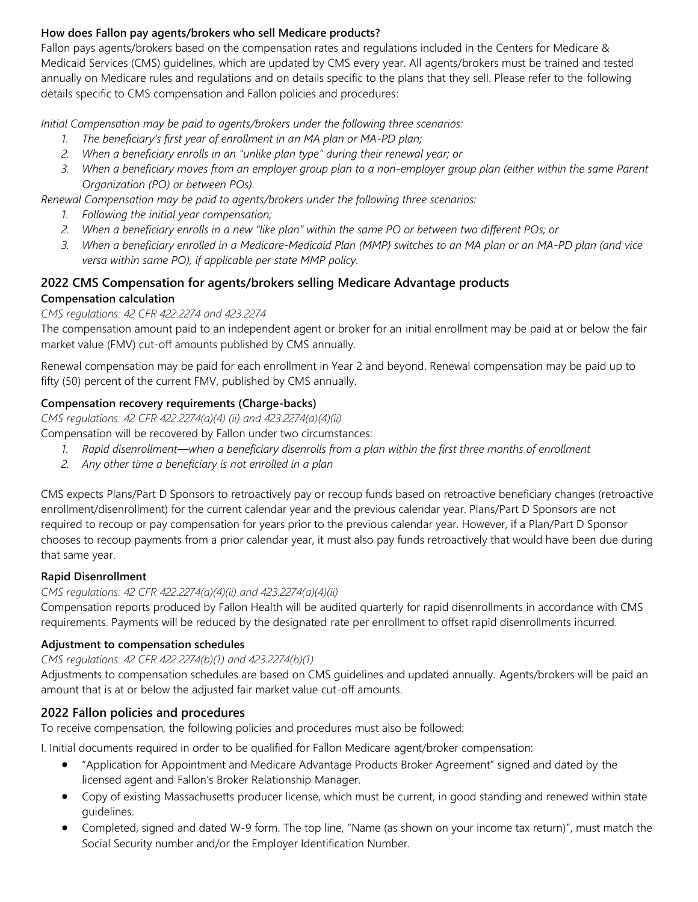**How does Fallon pay agents/brokers who sell Medicare products?**

Fallon pays agents/brokers based on the compensation rates and regulations included in the Centers for Medicare & Medicaid Services (CMS) guidelines, which are updated by CMS every year. All agents/brokers must be trained and tested annually on Medicare rules and regulations and on details specific to the plans that they sell. Please refer to the following details specific to CMS compensation and Fallon policies and procedures:

*Initial Compensation may be paid to agents/brokers under the following three scenarios:*

1. *The beneficiary's first year of enrollment in an MA plan or MA-PD plan;*
2. *When a beneficiary enrolls in an "unlike plan type" during their renewal year; or*
3. *When a beneficiary moves from an employer group plan to a non-employer group plan (either within the same Parent Organization (PO) or between POs).*

*Renewal Compensation may be paid to agents/brokers under the following three scenarios:*

1. *Following the initial year compensation;*
2. *When a beneficiary enrolls in a new "like plan" within the same PO or between two different POs; or*
3. *When a beneficiary enrolled in a Medicare-Medicaid Plan (MMP) switches to an MA plan or an MA-PD plan (and vice versa within same PO), if applicable per state MMP policy.*

## 2022 CMS Compensation for agents/brokers selling Medicare Advantage products

### Compensation calculation

*CMS regulations: 42 CFR 422.2274 and 423.2274*

The compensation amount paid to an independent agent or broker for an initial enrollment may be paid at or below the fair market value (FMV) cut-off amounts published by CMS annually.

Renewal compensation may be paid for each enrollment in Year 2 and beyond. Renewal compensation may be paid up to fifty (50) percent of the current FMV, published by CMS annually.

### Compensation recovery requirements (Charge-backs)

*CMS regulations: 42 CFR 422.2274(a)(4) (ii) and 423.2274(a)(4)(ii)*

Compensation will be recovered by Fallon under two circumstances:

1. *Rapid disenrollment—when a beneficiary disenrolls from a plan within the first three months of enrollment*
2. *Any other time a beneficiary is not enrolled in a plan*

CMS expects Plans/Part D Sponsors to retroactively pay or recoup funds based on retroactive beneficiary changes (retroactive enrollment/disenrollment) for the current calendar year and the previous calendar year. Plans/Part D Sponsors are not required to recoup or pay compensation for years prior to the previous calendar year. However, if a Plan/Part D Sponsor chooses to recoup payments from a prior calendar year, it must also pay funds retroactively that would have been due during that same year.

### Rapid Disenrollment

*CMS regulations: 42 CFR 422.2274(a)(4)(ii) and 423.2274(a)(4)(ii)*

Compensation reports produced by Fallon Health will be audited quarterly for rapid disenrollments in accordance with CMS requirements. Payments will be reduced by the designated rate per enrollment to offset rapid disenrollments incurred.

### Adjustment to compensation schedules

*CMS regulations: 42 CFR 422.2274(b)(1) and 423.2274(b)(1)*

Adjustments to compensation schedules are based on CMS guidelines and updated annually. Agents/brokers will be paid an amount that is at or below the adjusted fair market value cut-off amounts.

## 2022 Fallon policies and procedures

To receive compensation, the following policies and procedures must also be followed:

I. Initial documents required in order to be qualified for Fallon Medicare agent/broker compensation:

- "Application for Appointment and Medicare Advantage Products Broker Agreement" signed and dated by the licensed agent and Fallon's Broker Relationship Manager.
- Copy of existing Massachusetts producer license, which must be current, in good standing and renewed within state guidelines.
- Completed, signed and dated W-9 form. The top line, "Name (as shown on your income tax return)", must match the Social Security number and/or the Employer Identification Number.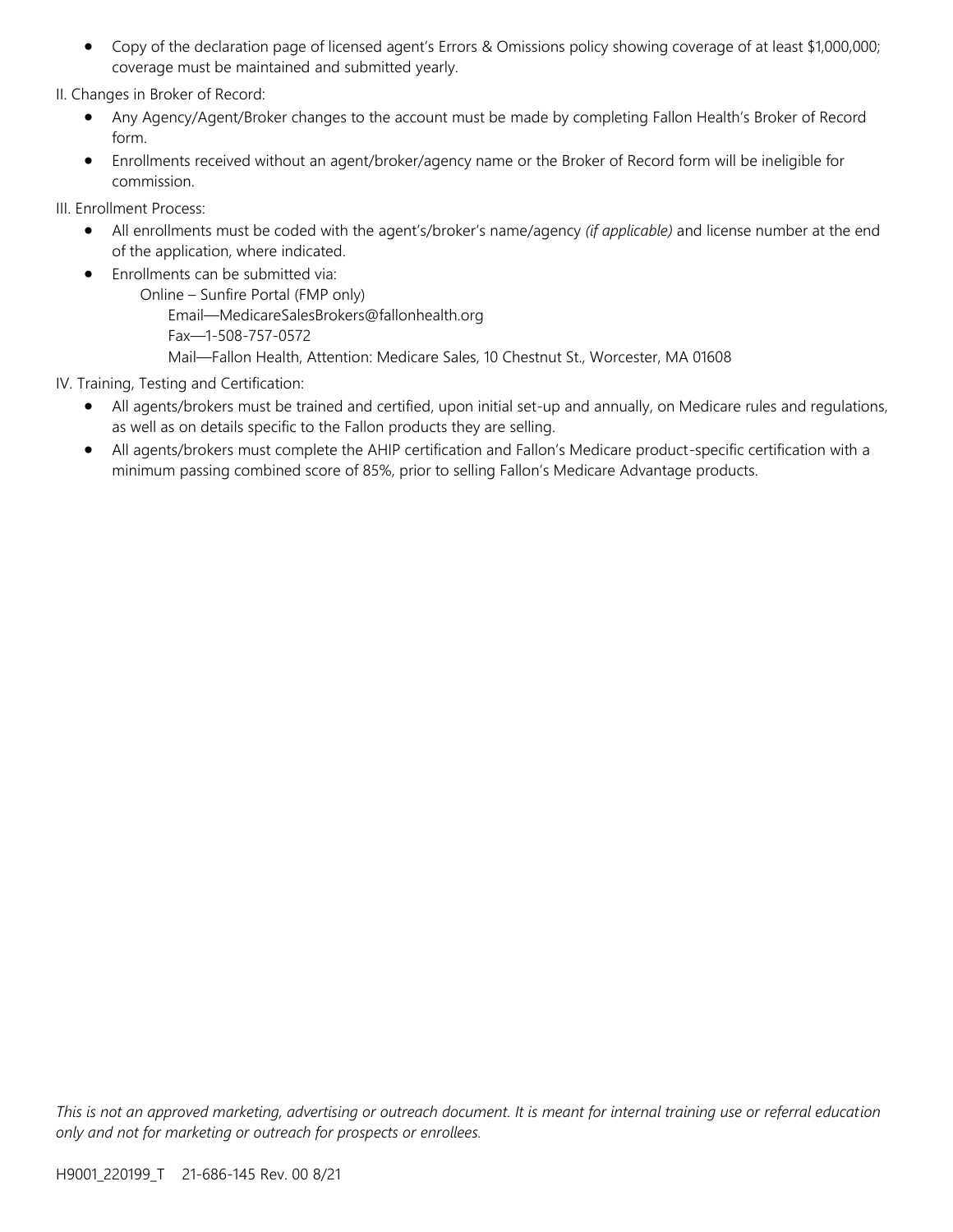- Copy of the declaration page of licensed agent's Errors & Omissions policy showing coverage of at least $1,000,000; coverage must be maintained and submitted yearly.

II. Changes in Broker of Record:

- Any Agency/Agent/Broker changes to the account must be made by completing Fallon Health's Broker of Record form.
- Enrollments received without an agent/broker/agency name or the Broker of Record form will be ineligible for commission.

III. Enrollment Process:

- All enrollments must be coded with the agent's/broker's name/agency *(if applicable)* and license number at the end of the application, where indicated.
- Enrollments can be submitted via:
  - Online – Sunfire Portal (FMP only)
    - Email—MedicareSalesBrokers@fallonhealth.org
    - Fax—1-508-757-0572
    - Mail—Fallon Health, Attention: Medicare Sales, 10 Chestnut St., Worcester, MA 01608

IV. Training, Testing and Certification:

- All agents/brokers must be trained and certified, upon initial set-up and annually, on Medicare rules and regulations, as well as on details specific to the Fallon products they are selling.
- All agents/brokers must complete the AHIP certification and Fallon's Medicare product-specific certification with a minimum passing combined score of 85%, prior to selling Fallon's Medicare Advantage products.

*This is not an approved marketing, advertising or outreach document. It is meant for internal training use or referral education only and not for marketing or outreach for prospects or enrollees.*

H9001_220199_T 21-686-145 Rev. 00 8/21